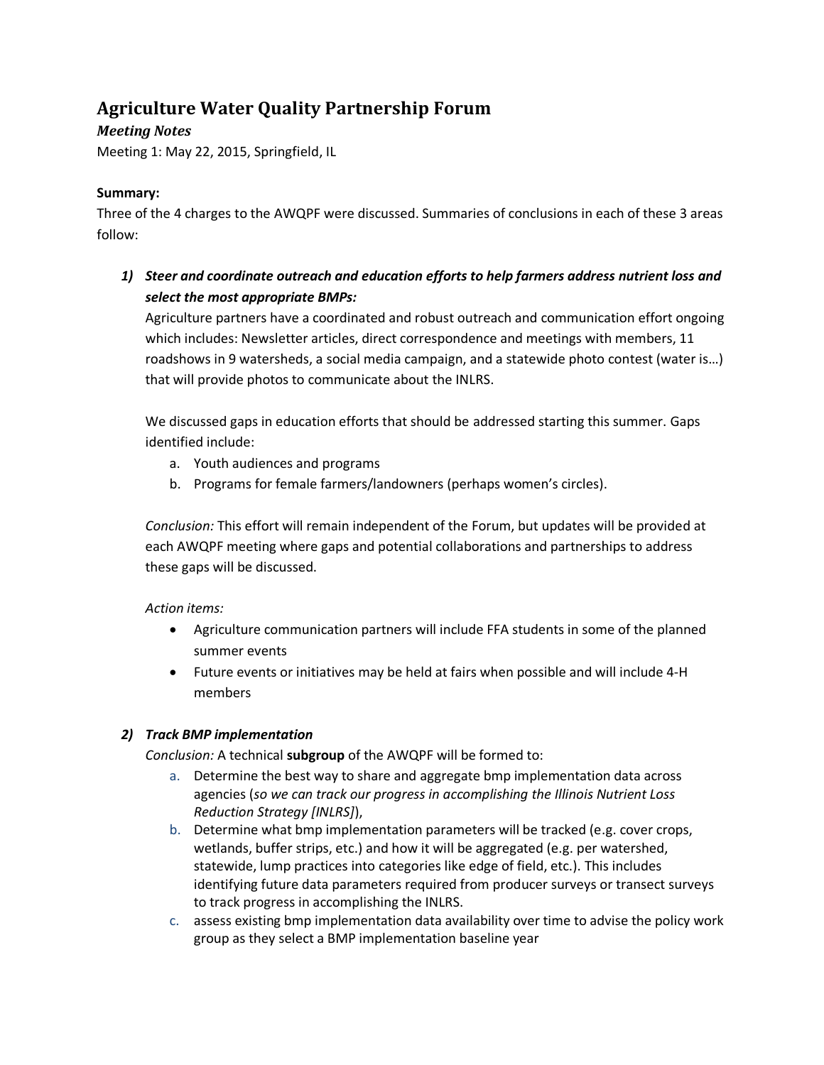# Agriculture Water Quality Partnership Forum

***Meeting Notes***

Meeting 1: May 22, 2015, Springfield, IL

**Summary:**

Three of the 4 charges to the AWQPF were discussed. Summaries of conclusions in each of these 3 areas follow:

1) ***Steer and coordinate outreach and education efforts to help farmers address nutrient loss and select the most appropriate BMPs:***

   Agriculture partners have a coordinated and robust outreach and communication effort ongoing which includes: Newsletter articles, direct correspondence and meetings with members, 11 roadshows in 9 watersheds, a social media campaign, and a statewide photo contest (water is…) that will provide photos to communicate about the INLRS.

   We discussed gaps in education efforts that should be addressed starting this summer. Gaps identified include:

   a. Youth audiences and programs
   b. Programs for female farmers/landowners (perhaps women's circles).

   *Conclusion:* This effort will remain independent of the Forum, but updates will be provided at each AWQPF meeting where gaps and potential collaborations and partnerships to address these gaps will be discussed.

   *Action items:*

   - Agriculture communication partners will include FFA students in some of the planned summer events
   - Future events or initiatives may be held at fairs when possible and will include 4-H members

2) ***Track BMP implementation***

   *Conclusion:* A technical **subgroup** of the AWQPF will be formed to:

   a. Determine the best way to share and aggregate bmp implementation data across agencies (*so we can track our progress in accomplishing the Illinois Nutrient Loss Reduction Strategy [INLRS]*),
   b. Determine what bmp implementation parameters will be tracked (e.g. cover crops, wetlands, buffer strips, etc.) and how it will be aggregated (e.g. per watershed, statewide, lump practices into categories like edge of field, etc.). This includes identifying future data parameters required from producer surveys or transect surveys to track progress in accomplishing the INLRS.
   c. assess existing bmp implementation data availability over time to advise the policy work group as they select a BMP implementation baseline year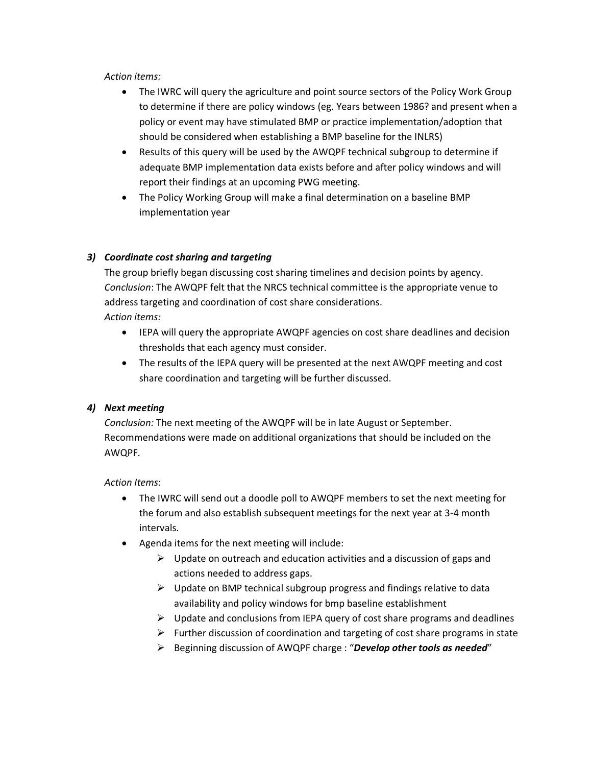*Action items:*

- The IWRC will query the agriculture and point source sectors of the Policy Work Group to determine if there are policy windows (eg. Years between 1986? and present when a policy or event may have stimulated BMP or practice implementation/adoption that should be considered when establishing a BMP baseline for the INLRS)
- Results of this query will be used by the AWQPF technical subgroup to determine if adequate BMP implementation data exists before and after policy windows and will report their findings at an upcoming PWG meeting.
- The Policy Working Group will make a final determination on a baseline BMP implementation year

### *3) Coordinate cost sharing and targeting*

The group briefly began discussing cost sharing timelines and decision points by agency.
*Conclusion*: The AWQPF felt that the NRCS technical committee is the appropriate venue to address targeting and coordination of cost share considerations.
*Action items:*

- IEPA will query the appropriate AWQPF agencies on cost share deadlines and decision thresholds that each agency must consider.
- The results of the IEPA query will be presented at the next AWQPF meeting and cost share coordination and targeting will be further discussed.

### *4) Next meeting*

*Conclusion:* The next meeting of the AWQPF will be in late August or September. Recommendations were made on additional organizations that should be included on the AWQPF.

*Action Items*:

- The IWRC will send out a doodle poll to AWQPF members to set the next meeting for the forum and also establish subsequent meetings for the next year at 3-4 month intervals.
- Agenda items for the next meeting will include:
  - Update on outreach and education activities and a discussion of gaps and actions needed to address gaps.
  - Update on BMP technical subgroup progress and findings relative to data availability and policy windows for bmp baseline establishment
  - Update and conclusions from IEPA query of cost share programs and deadlines
  - Further discussion of coordination and targeting of cost share programs in state
  - Beginning discussion of AWQPF charge : "***Develop other tools as needed***"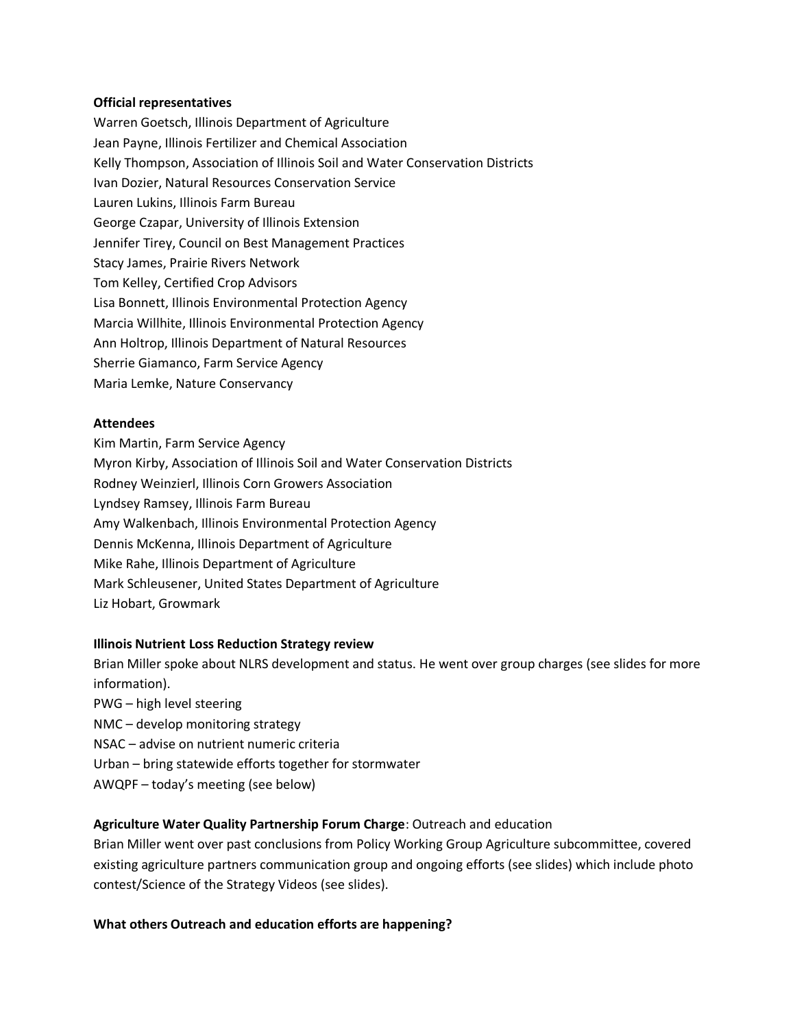**Official representatives**

Warren Goetsch, Illinois Department of Agriculture
Jean Payne, Illinois Fertilizer and Chemical Association
Kelly Thompson, Association of Illinois Soil and Water Conservation Districts
Ivan Dozier, Natural Resources Conservation Service
Lauren Lukins, Illinois Farm Bureau
George Czapar, University of Illinois Extension
Jennifer Tirey, Council on Best Management Practices
Stacy James, Prairie Rivers Network
Tom Kelley, Certified Crop Advisors
Lisa Bonnett, Illinois Environmental Protection Agency
Marcia Willhite, Illinois Environmental Protection Agency
Ann Holtrop, Illinois Department of Natural Resources
Sherrie Giamanco, Farm Service Agency
Maria Lemke, Nature Conservancy

**Attendees**

Kim Martin, Farm Service Agency
Myron Kirby, Association of Illinois Soil and Water Conservation Districts
Rodney Weinzierl, Illinois Corn Growers Association
Lyndsey Ramsey, Illinois Farm Bureau
Amy Walkenbach, Illinois Environmental Protection Agency
Dennis McKenna, Illinois Department of Agriculture
Mike Rahe, Illinois Department of Agriculture
Mark Schleusener, United States Department of Agriculture
Liz Hobart, Growmark

**Illinois Nutrient Loss Reduction Strategy review**

Brian Miller spoke about NLRS development and status. He went over group charges (see slides for more information).

PWG – high level steering
NMC – develop monitoring strategy
NSAC – advise on nutrient numeric criteria
Urban – bring statewide efforts together for stormwater
AWQPF – today's meeting (see below)

**Agriculture Water Quality Partnership Forum Charge**: Outreach and education

Brian Miller went over past conclusions from Policy Working Group Agriculture subcommittee, covered existing agriculture partners communication group and ongoing efforts (see slides) which include photo contest/Science of the Strategy Videos (see slides).

**What others Outreach and education efforts are happening?**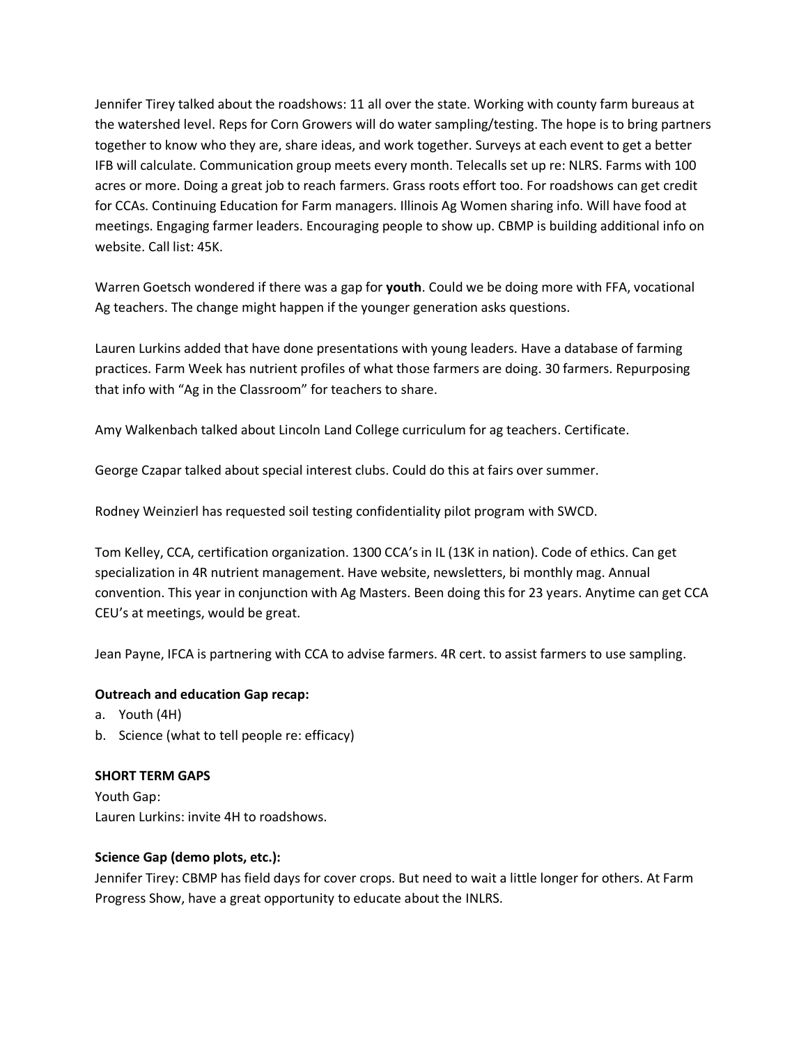Jennifer Tirey talked about the roadshows: 11 all over the state. Working with county farm bureaus at the watershed level. Reps for Corn Growers will do water sampling/testing. The hope is to bring partners together to know who they are, share ideas, and work together. Surveys at each event to get a better IFB will calculate. Communication group meets every month. Telecalls set up re: NLRS. Farms with 100 acres or more. Doing a great job to reach farmers. Grass roots effort too. For roadshows can get credit for CCAs. Continuing Education for Farm managers. Illinois Ag Women sharing info. Will have food at meetings. Engaging farmer leaders. Encouraging people to show up. CBMP is building additional info on website. Call list: 45K.

Warren Goetsch wondered if there was a gap for **youth**. Could we be doing more with FFA, vocational Ag teachers. The change might happen if the younger generation asks questions.

Lauren Lurkins added that have done presentations with young leaders. Have a database of farming practices. Farm Week has nutrient profiles of what those farmers are doing. 30 farmers. Repurposing that info with "Ag in the Classroom" for teachers to share.

Amy Walkenbach talked about Lincoln Land College curriculum for ag teachers. Certificate.

George Czapar talked about special interest clubs. Could do this at fairs over summer.

Rodney Weinzierl has requested soil testing confidentiality pilot program with SWCD.

Tom Kelley, CCA, certification organization. 1300 CCA's in IL (13K in nation). Code of ethics. Can get specialization in 4R nutrient management. Have website, newsletters, bi monthly mag. Annual convention. This year in conjunction with Ag Masters. Been doing this for 23 years. Anytime can get CCA CEU's at meetings, would be great.

Jean Payne, IFCA is partnering with CCA to advise farmers. 4R cert. to assist farmers to use sampling.

**Outreach and education Gap recap:**

a. Youth (4H)
b. Science (what to tell people re: efficacy)

**SHORT TERM GAPS**

Youth Gap:
Lauren Lurkins: invite 4H to roadshows.

**Science Gap (demo plots, etc.):**

Jennifer Tirey: CBMP has field days for cover crops. But need to wait a little longer for others. At Farm Progress Show, have a great opportunity to educate about the INLRS.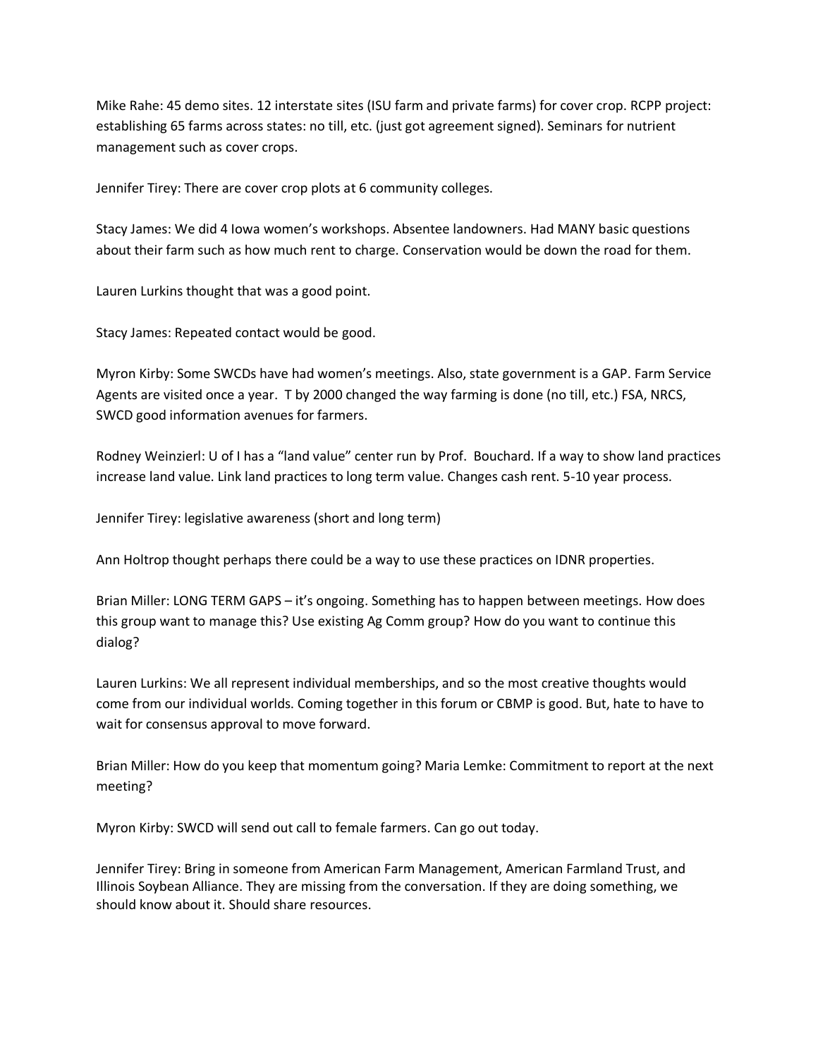Mike Rahe: 45 demo sites. 12 interstate sites (ISU farm and private farms) for cover crop. RCPP project: establishing 65 farms across states: no till, etc. (just got agreement signed). Seminars for nutrient management such as cover crops.

Jennifer Tirey: There are cover crop plots at 6 community colleges.

Stacy James: We did 4 Iowa women's workshops. Absentee landowners. Had MANY basic questions about their farm such as how much rent to charge. Conservation would be down the road for them.

Lauren Lurkins thought that was a good point.

Stacy James: Repeated contact would be good.

Myron Kirby: Some SWCDs have had women's meetings. Also, state government is a GAP. Farm Service Agents are visited once a year. T by 2000 changed the way farming is done (no till, etc.) FSA, NRCS, SWCD good information avenues for farmers.

Rodney Weinzierl: U of I has a "land value" center run by Prof. Bouchard. If a way to show land practices increase land value. Link land practices to long term value. Changes cash rent. 5-10 year process.

Jennifer Tirey: legislative awareness (short and long term)

Ann Holtrop thought perhaps there could be a way to use these practices on IDNR properties.

Brian Miller: LONG TERM GAPS – it's ongoing. Something has to happen between meetings. How does this group want to manage this? Use existing Ag Comm group? How do you want to continue this dialog?

Lauren Lurkins: We all represent individual memberships, and so the most creative thoughts would come from our individual worlds. Coming together in this forum or CBMP is good. But, hate to have to wait for consensus approval to move forward.

Brian Miller: How do you keep that momentum going? Maria Lemke: Commitment to report at the next meeting?

Myron Kirby: SWCD will send out call to female farmers. Can go out today.

Jennifer Tirey: Bring in someone from American Farm Management, American Farmland Trust, and Illinois Soybean Alliance. They are missing from the conversation. If they are doing something, we should know about it. Should share resources.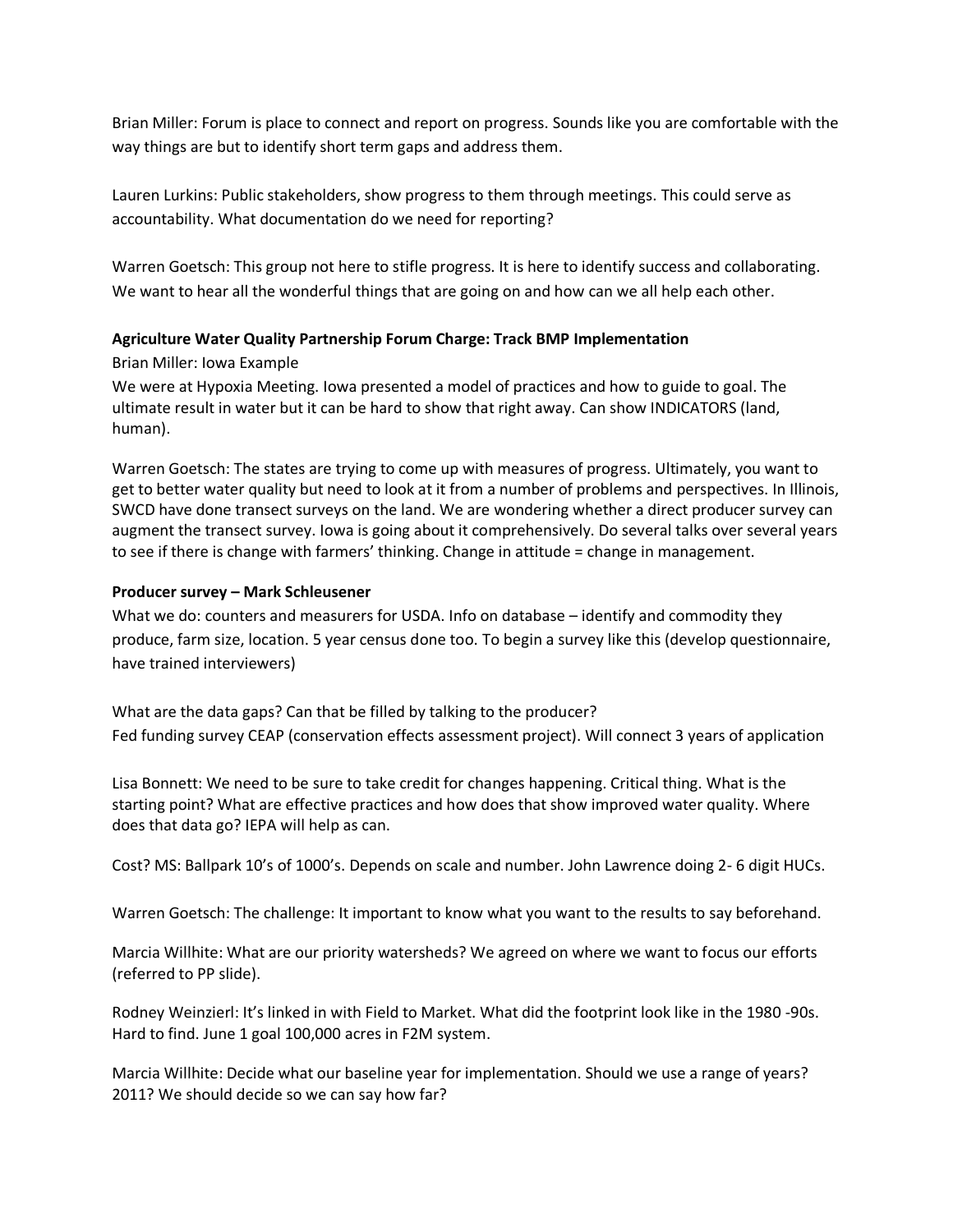Brian Miller: Forum is place to connect and report on progress. Sounds like you are comfortable with the way things are but to identify short term gaps and address them.

Lauren Lurkins: Public stakeholders, show progress to them through meetings. This could serve as accountability. What documentation do we need for reporting?

Warren Goetsch: This group not here to stifle progress. It is here to identify success and collaborating. We want to hear all the wonderful things that are going on and how can we all help each other.

**Agriculture Water Quality Partnership Forum Charge: Track BMP Implementation**

Brian Miller: Iowa Example

We were at Hypoxia Meeting. Iowa presented a model of practices and how to guide to goal. The ultimate result in water but it can be hard to show that right away. Can show INDICATORS (land, human).

Warren Goetsch: The states are trying to come up with measures of progress. Ultimately, you want to get to better water quality but need to look at it from a number of problems and perspectives. In Illinois, SWCD have done transect surveys on the land. We are wondering whether a direct producer survey can augment the transect survey. Iowa is going about it comprehensively. Do several talks over several years to see if there is change with farmers' thinking. Change in attitude = change in management.

**Producer survey – Mark Schleusener**

What we do: counters and measurers for USDA. Info on database – identify and commodity they produce, farm size, location. 5 year census done too. To begin a survey like this (develop questionnaire, have trained interviewers)

What are the data gaps? Can that be filled by talking to the producer?

Fed funding survey CEAP (conservation effects assessment project). Will connect 3 years of application

Lisa Bonnett: We need to be sure to take credit for changes happening. Critical thing. What is the starting point? What are effective practices and how does that show improved water quality. Where does that data go? IEPA will help as can.

Cost? MS: Ballpark 10's of 1000's. Depends on scale and number. John Lawrence doing 2- 6 digit HUCs.

Warren Goetsch: The challenge: It important to know what you want to the results to say beforehand.

Marcia Willhite: What are our priority watersheds? We agreed on where we want to focus our efforts (referred to PP slide).

Rodney Weinzierl: It's linked in with Field to Market. What did the footprint look like in the 1980 -90s. Hard to find. June 1 goal 100,000 acres in F2M system.

Marcia Willhite: Decide what our baseline year for implementation. Should we use a range of years? 2011? We should decide so we can say how far?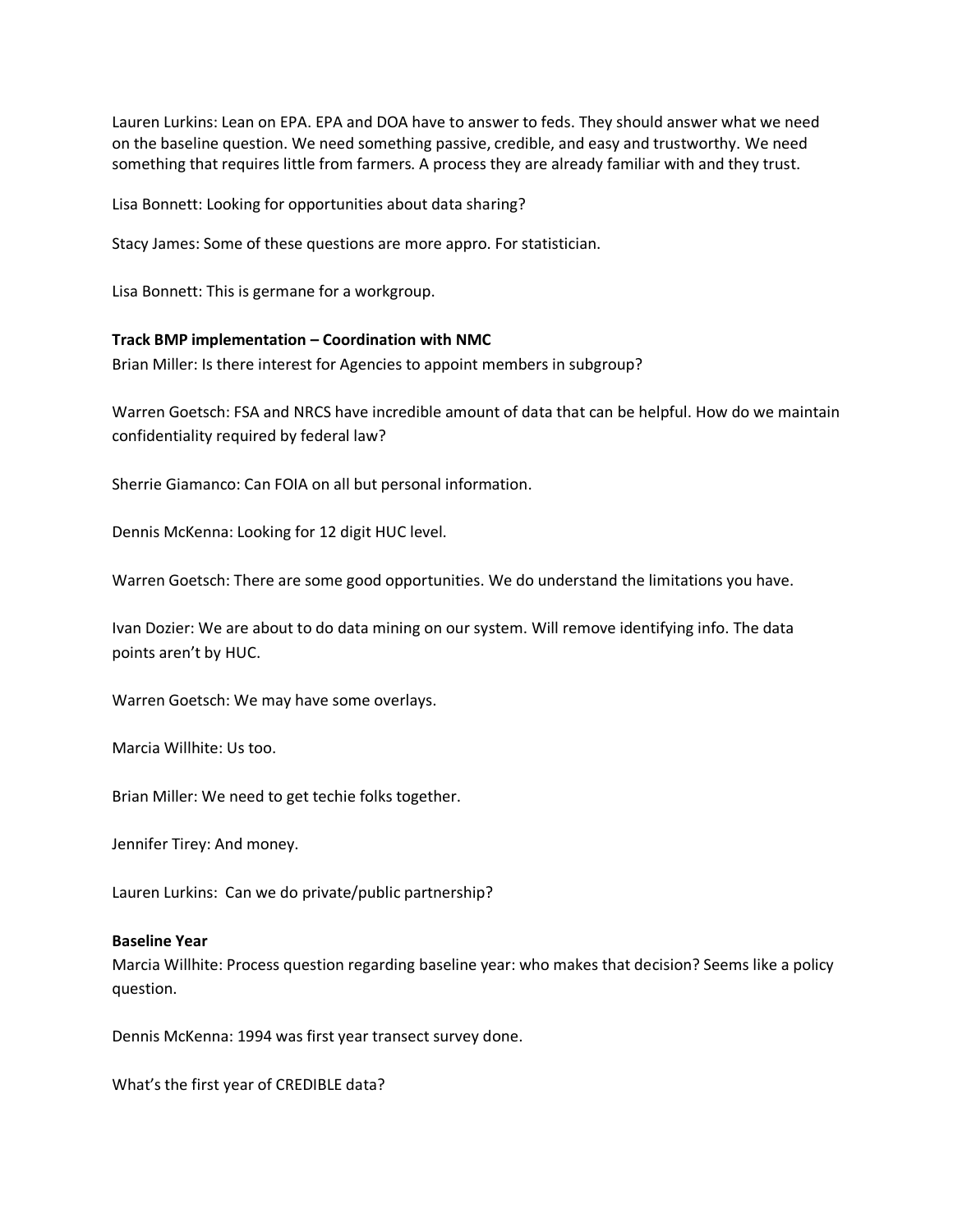Lauren Lurkins: Lean on EPA. EPA and DOA have to answer to feds. They should answer what we need on the baseline question. We need something passive, credible, and easy and trustworthy. We need something that requires little from farmers. A process they are already familiar with and they trust.

Lisa Bonnett: Looking for opportunities about data sharing?

Stacy James: Some of these questions are more appro. For statistician.

Lisa Bonnett: This is germane for a workgroup.

**Track BMP implementation – Coordination with NMC**

Brian Miller: Is there interest for Agencies to appoint members in subgroup?

Warren Goetsch: FSA and NRCS have incredible amount of data that can be helpful. How do we maintain confidentiality required by federal law?

Sherrie Giamanco: Can FOIA on all but personal information.

Dennis McKenna: Looking for 12 digit HUC level.

Warren Goetsch: There are some good opportunities. We do understand the limitations you have.

Ivan Dozier: We are about to do data mining on our system. Will remove identifying info. The data points aren't by HUC.

Warren Goetsch: We may have some overlays.

Marcia Willhite: Us too.

Brian Miller: We need to get techie folks together.

Jennifer Tirey: And money.

Lauren Lurkins: Can we do private/public partnership?

**Baseline Year**

Marcia Willhite: Process question regarding baseline year: who makes that decision? Seems like a policy question.

Dennis McKenna: 1994 was first year transect survey done.

What's the first year of CREDIBLE data?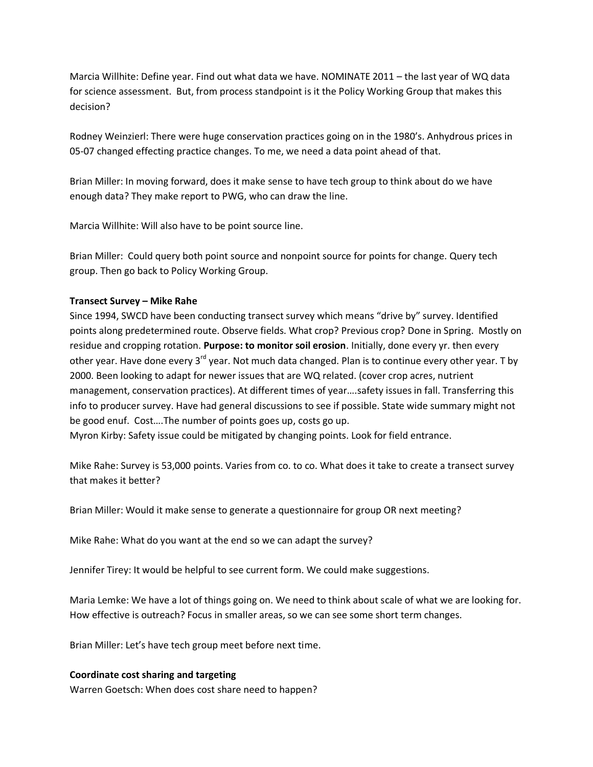Marcia Willhite: Define year. Find out what data we have. NOMINATE 2011 – the last year of WQ data for science assessment. But, from process standpoint is it the Policy Working Group that makes this decision?

Rodney Weinzierl: There were huge conservation practices going on in the 1980's. Anhydrous prices in 05-07 changed effecting practice changes. To me, we need a data point ahead of that.

Brian Miller: In moving forward, does it make sense to have tech group to think about do we have enough data? They make report to PWG, who can draw the line.

Marcia Willhite: Will also have to be point source line.

Brian Miller: Could query both point source and nonpoint source for points for change. Query tech group. Then go back to Policy Working Group.

**Transect Survey – Mike Rahe**

Since 1994, SWCD have been conducting transect survey which means "drive by" survey. Identified points along predetermined route. Observe fields. What crop? Previous crop? Done in Spring. Mostly on residue and cropping rotation. **Purpose: to monitor soil erosion**. Initially, done every yr. then every other year. Have done every 3rd year. Not much data changed. Plan is to continue every other year. T by 2000. Been looking to adapt for newer issues that are WQ related. (cover crop acres, nutrient management, conservation practices). At different times of year….safety issues in fall. Transferring this info to producer survey. Have had general discussions to see if possible. State wide summary might not be good enuf. Cost….The number of points goes up, costs go up.
Myron Kirby: Safety issue could be mitigated by changing points. Look for field entrance.

Mike Rahe: Survey is 53,000 points. Varies from co. to co. What does it take to create a transect survey that makes it better?

Brian Miller: Would it make sense to generate a questionnaire for group OR next meeting?

Mike Rahe: What do you want at the end so we can adapt the survey?

Jennifer Tirey: It would be helpful to see current form. We could make suggestions.

Maria Lemke: We have a lot of things going on. We need to think about scale of what we are looking for. How effective is outreach? Focus in smaller areas, so we can see some short term changes.

Brian Miller: Let's have tech group meet before next time.

**Coordinate cost sharing and targeting**

Warren Goetsch: When does cost share need to happen?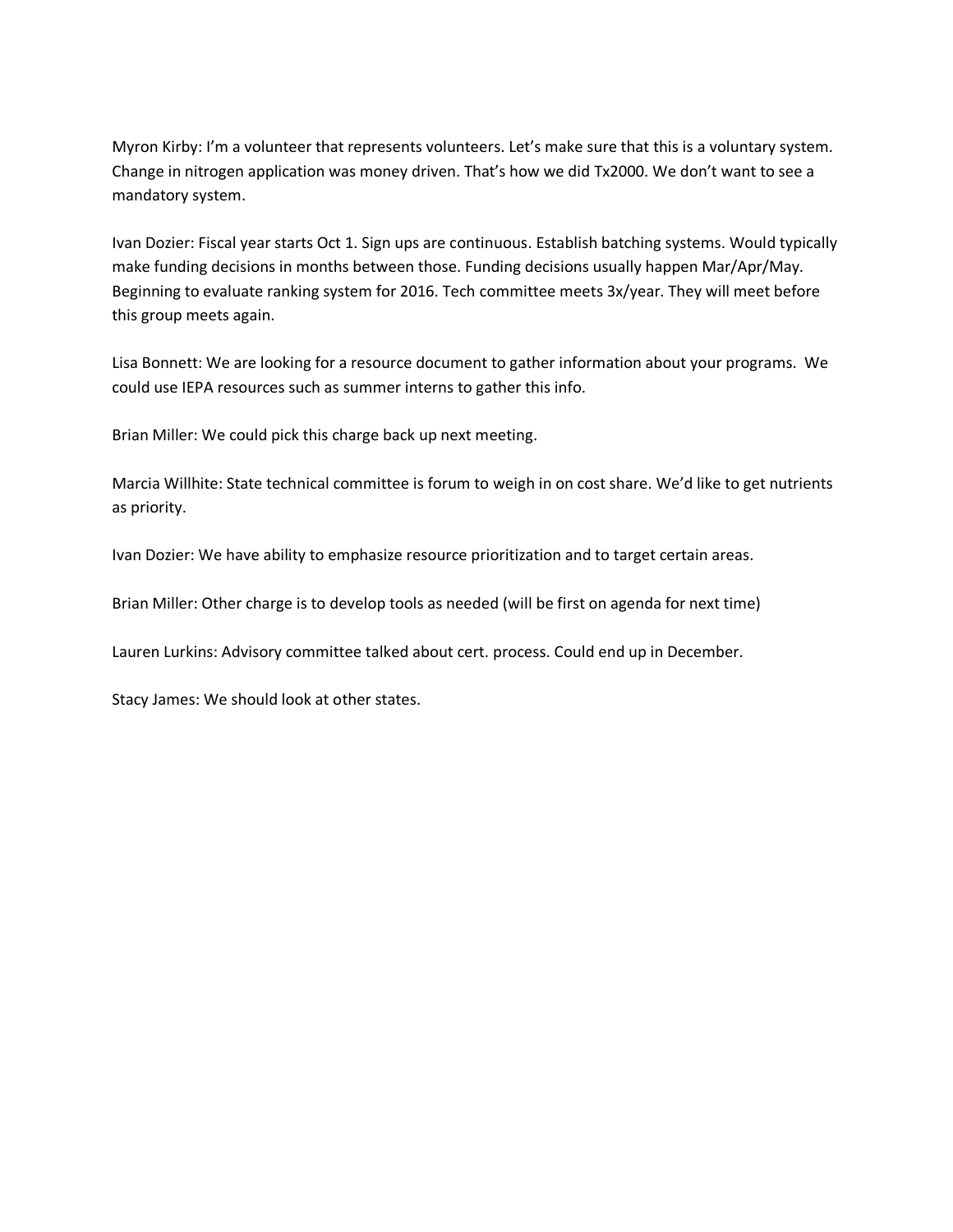Myron Kirby: I'm a volunteer that represents volunteers. Let's make sure that this is a voluntary system. Change in nitrogen application was money driven. That's how we did Tx2000. We don't want to see a mandatory system.

Ivan Dozier: Fiscal year starts Oct 1. Sign ups are continuous. Establish batching systems. Would typically make funding decisions in months between those. Funding decisions usually happen Mar/Apr/May. Beginning to evaluate ranking system for 2016. Tech committee meets 3x/year. They will meet before this group meets again.

Lisa Bonnett: We are looking for a resource document to gather information about your programs. We could use IEPA resources such as summer interns to gather this info.

Brian Miller: We could pick this charge back up next meeting.

Marcia Willhite: State technical committee is forum to weigh in on cost share. We'd like to get nutrients as priority.

Ivan Dozier: We have ability to emphasize resource prioritization and to target certain areas.

Brian Miller: Other charge is to develop tools as needed (will be first on agenda for next time)

Lauren Lurkins: Advisory committee talked about cert. process. Could end up in December.

Stacy James: We should look at other states.